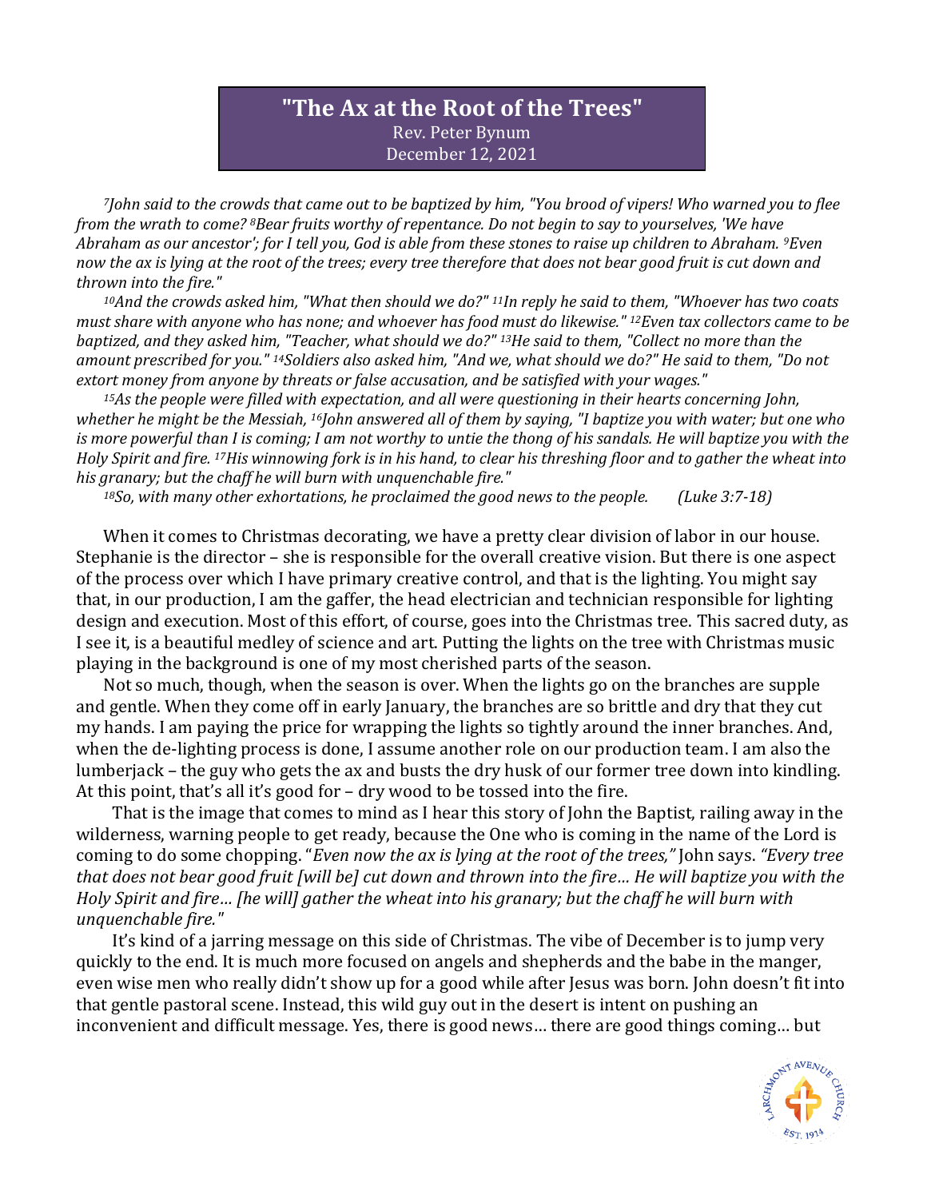# "The Ax at the Root of the Trees"

Rev. Peter Bynum
December 12, 2021

*[7]John said to the crowds that came out to be baptized by him, "You brood of vipers! Who warned you to flee from the wrath to come? [8]Bear fruits worthy of repentance. Do not begin to say to yourselves, 'We have Abraham as our ancestor'; for I tell you, God is able from these stones to raise up children to Abraham. [9]Even now the ax is lying at the root of the trees; every tree therefore that does not bear good fruit is cut down and thrown into the fire."*

*[10]And the crowds asked him, "What then should we do?" [11]In reply he said to them, "Whoever has two coats must share with anyone who has none; and whoever has food must do likewise." [12]Even tax collectors came to be baptized, and they asked him, "Teacher, what should we do?" [13]He said to them, "Collect no more than the amount prescribed for you." [14]Soldiers also asked him, "And we, what should we do?" He said to them, "Do not extort money from anyone by threats or false accusation, and be satisfied with your wages."*

*[15]As the people were filled with expectation, and all were questioning in their hearts concerning John, whether he might be the Messiah, [16]John answered all of them by saying, "I baptize you with water; but one who is more powerful than I is coming; I am not worthy to untie the thong of his sandals. He will baptize you with the Holy Spirit and fire. [17]His winnowing fork is in his hand, to clear his threshing floor and to gather the wheat into his granary; but the chaff he will burn with unquenchable fire."*

*[18]So, with many other exhortations, he proclaimed the good news to the people. (Luke 3:7-18)*

When it comes to Christmas decorating, we have a pretty clear division of labor in our house. Stephanie is the director – she is responsible for the overall creative vision. But there is one aspect of the process over which I have primary creative control, and that is the lighting. You might say that, in our production, I am the gaffer, the head electrician and technician responsible for lighting design and execution. Most of this effort, of course, goes into the Christmas tree. This sacred duty, as I see it, is a beautiful medley of science and art. Putting the lights on the tree with Christmas music playing in the background is one of my most cherished parts of the season.

Not so much, though, when the season is over. When the lights go on the branches are supple and gentle. When they come off in early January, the branches are so brittle and dry that they cut my hands. I am paying the price for wrapping the lights so tightly around the inner branches. And, when the de-lighting process is done, I assume another role on our production team. I am also the lumberjack – the guy who gets the ax and busts the dry husk of our former tree down into kindling. At this point, that's all it's good for – dry wood to be tossed into the fire.

That is the image that comes to mind as I hear this story of John the Baptist, railing away in the wilderness, warning people to get ready, because the One who is coming in the name of the Lord is coming to do some chopping. "*Even now the ax is lying at the root of the trees,"* John says. *"Every tree that does not bear good fruit [will be] cut down and thrown into the fire… He will baptize you with the Holy Spirit and fire… [he will] gather the wheat into his granary; but the chaff he will burn with unquenchable fire."*

It's kind of a jarring message on this side of Christmas. The vibe of December is to jump very quickly to the end. It is much more focused on angels and shepherds and the babe in the manger, even wise men who really didn't show up for a good while after Jesus was born. John doesn't fit into that gentle pastoral scene. Instead, this wild guy out in the desert is intent on pushing an inconvenient and difficult message. Yes, there is good news… there are good things coming… but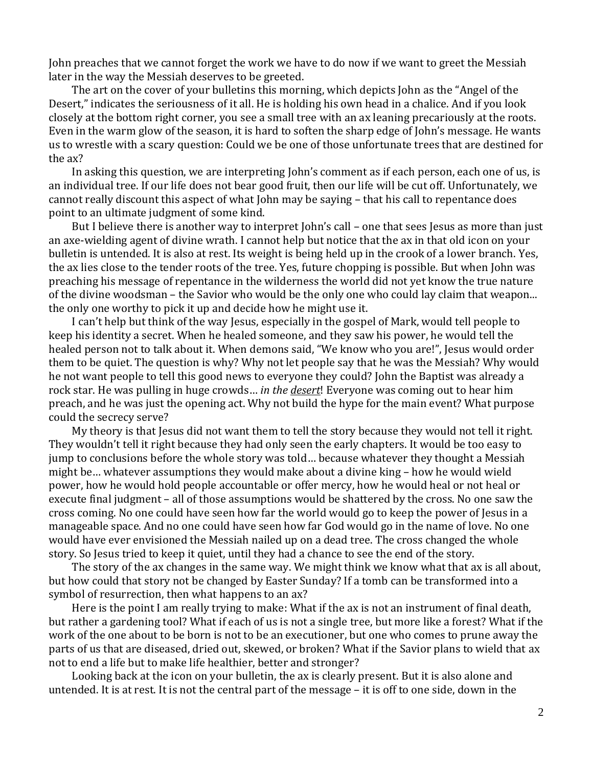John preaches that we cannot forget the work we have to do now if we want to greet the Messiah later in the way the Messiah deserves to be greeted.

The art on the cover of your bulletins this morning, which depicts John as the "Angel of the Desert," indicates the seriousness of it all. He is holding his own head in a chalice. And if you look closely at the bottom right corner, you see a small tree with an ax leaning precariously at the roots. Even in the warm glow of the season, it is hard to soften the sharp edge of John's message. He wants us to wrestle with a scary question: Could we be one of those unfortunate trees that are destined for the ax?

In asking this question, we are interpreting John's comment as if each person, each one of us, is an individual tree. If our life does not bear good fruit, then our life will be cut off. Unfortunately, we cannot really discount this aspect of what John may be saying – that his call to repentance does point to an ultimate judgment of some kind.

But I believe there is another way to interpret John's call – one that sees Jesus as more than just an axe-wielding agent of divine wrath. I cannot help but notice that the ax in that old icon on your bulletin is untended. It is also at rest. Its weight is being held up in the crook of a lower branch. Yes, the ax lies close to the tender roots of the tree. Yes, future chopping is possible. But when John was preaching his message of repentance in the wilderness the world did not yet know the true nature of the divine woodsman – the Savior who would be the only one who could lay claim that weapon... the only one worthy to pick it up and decide how he might use it.

I can't help but think of the way Jesus, especially in the gospel of Mark, would tell people to keep his identity a secret. When he healed someone, and they saw his power, he would tell the healed person not to talk about it. When demons said, "We know who you are!", Jesus would order them to be quiet. The question is why? Why not let people say that he was the Messiah? Why would he not want people to tell this good news to everyone they could? John the Baptist was already a rock star. He was pulling in huge crowds… *in the <u>desert</u>*! Everyone was coming out to hear him preach, and he was just the opening act. Why not build the hype for the main event? What purpose could the secrecy serve?

My theory is that Jesus did not want them to tell the story because they would not tell it right. They wouldn't tell it right because they had only seen the early chapters. It would be too easy to jump to conclusions before the whole story was told… because whatever they thought a Messiah might be… whatever assumptions they would make about a divine king – how he would wield power, how he would hold people accountable or offer mercy, how he would heal or not heal or execute final judgment – all of those assumptions would be shattered by the cross. No one saw the cross coming. No one could have seen how far the world would go to keep the power of Jesus in a manageable space. And no one could have seen how far God would go in the name of love. No one would have ever envisioned the Messiah nailed up on a dead tree. The cross changed the whole story. So Jesus tried to keep it quiet, until they had a chance to see the end of the story.

The story of the ax changes in the same way. We might think we know what that ax is all about, but how could that story not be changed by Easter Sunday? If a tomb can be transformed into a symbol of resurrection, then what happens to an ax?

Here is the point I am really trying to make: What if the ax is not an instrument of final death, but rather a gardening tool? What if each of us is not a single tree, but more like a forest? What if the work of the one about to be born is not to be an executioner, but one who comes to prune away the parts of us that are diseased, dried out, skewed, or broken? What if the Savior plans to wield that ax not to end a life but to make life healthier, better and stronger?

Looking back at the icon on your bulletin, the ax is clearly present. But it is also alone and untended. It is at rest. It is not the central part of the message – it is off to one side, down in the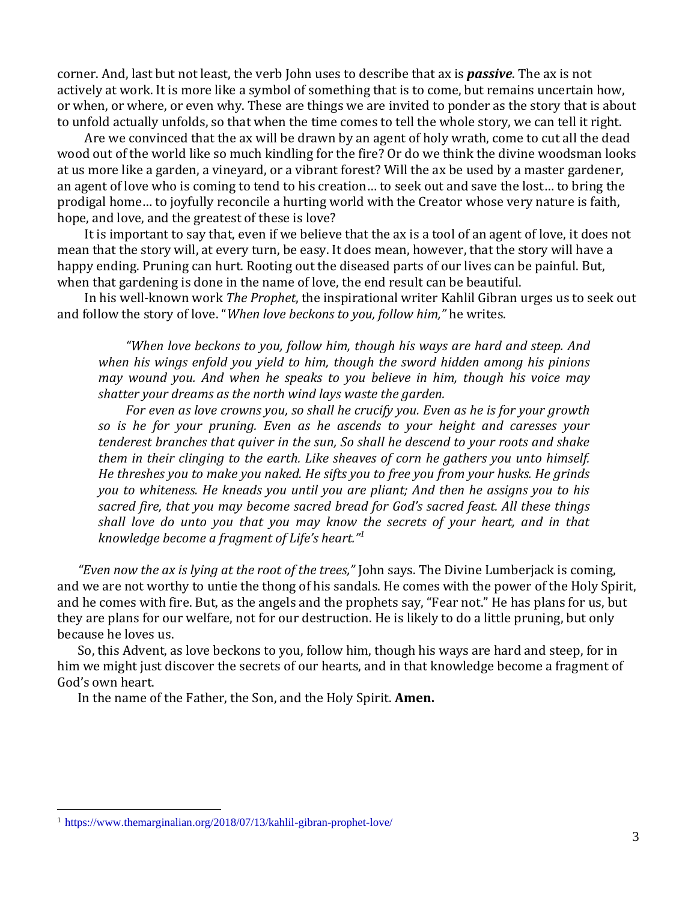corner. And, last but not least, the verb John uses to describe that ax is ***passive***. The ax is not actively at work. It is more like a symbol of something that is to come, but remains uncertain how, or when, or where, or even why. These are things we are invited to ponder as the story that is about to unfold actually unfolds, so that when the time comes to tell the whole story, we can tell it right.

Are we convinced that the ax will be drawn by an agent of holy wrath, come to cut all the dead wood out of the world like so much kindling for the fire? Or do we think the divine woodsman looks at us more like a garden, a vineyard, or a vibrant forest? Will the ax be used by a master gardener, an agent of love who is coming to tend to his creation… to seek out and save the lost… to bring the prodigal home… to joyfully reconcile a hurting world with the Creator whose very nature is faith, hope, and love, and the greatest of these is love?

It is important to say that, even if we believe that the ax is a tool of an agent of love, it does not mean that the story will, at every turn, be easy. It does mean, however, that the story will have a happy ending. Pruning can hurt. Rooting out the diseased parts of our lives can be painful. But, when that gardening is done in the name of love, the end result can be beautiful.

In his well-known work *The Prophet*, the inspirational writer Kahlil Gibran urges us to seek out and follow the story of love. "*When love beckons to you, follow him,"* he writes.

> *"When love beckons to you, follow him, though his ways are hard and steep. And when his wings enfold you yield to him, though the sword hidden among his pinions may wound you. And when he speaks to you believe in him, though his voice may shatter your dreams as the north wind lays waste the garden.*
>
> *For even as love crowns you, so shall he crucify you. Even as he is for your growth so is he for your pruning. Even as he ascends to your height and caresses your tenderest branches that quiver in the sun, So shall he descend to your roots and shake them in their clinging to the earth. Like sheaves of corn he gathers you unto himself. He threshes you to make you naked. He sifts you to free you from your husks. He grinds you to whiteness. He kneads you until you are pliant; And then he assigns you to his sacred fire, that you may become sacred bread for God's sacred feast. All these things shall love do unto you that you may know the secrets of your heart, and in that knowledge become a fragment of Life's heart."*[1]

*"Even now the ax is lying at the root of the trees,"* John says. The Divine Lumberjack is coming, and we are not worthy to untie the thong of his sandals. He comes with the power of the Holy Spirit, and he comes with fire. But, as the angels and the prophets say, "Fear not." He has plans for us, but they are plans for our welfare, not for our destruction. He is likely to do a little pruning, but only because he loves us.

So, this Advent, as love beckons to you, follow him, though his ways are hard and steep, for in him we might just discover the secrets of our hearts, and in that knowledge become a fragment of God's own heart.

In the name of the Father, the Son, and the Holy Spirit. **Amen.**

---

[1] https://www.themarginalian.org/2018/07/13/kahlil-gibran-prophet-love/